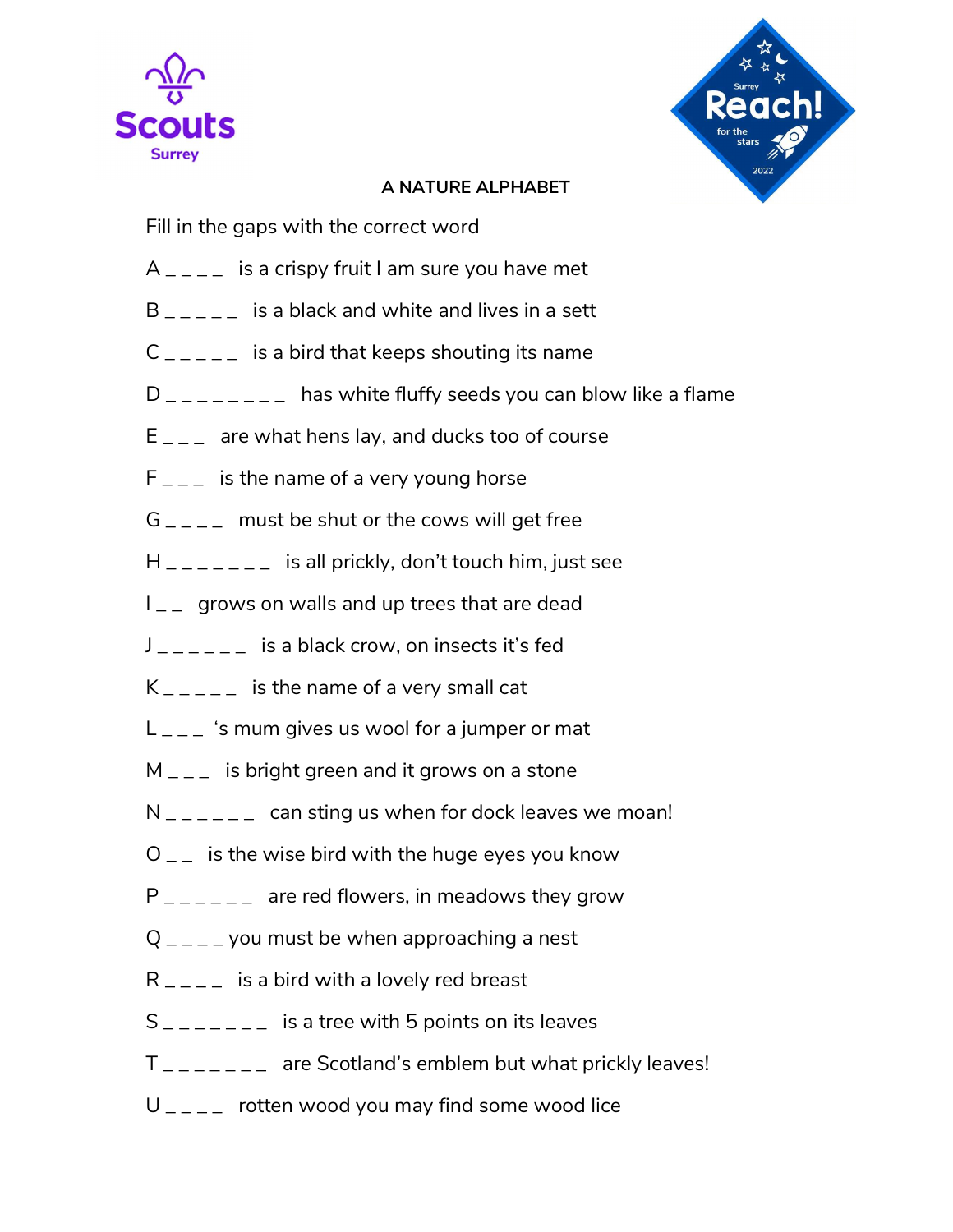**A NATURE ALPHABET**

Fill in the gaps with the correct word

A _ _ _ _ is a crispy fruit I am sure you have met

B _ _ _ _ _ is a black and white and lives in a sett

C _ _ _ _ _ is a bird that keeps shouting its name

D _ _ _ _ _ _ _ _ has white fluffy seeds you can blow like a flame

E _ _ _ are what hens lay, and ducks too of course

F _ _ _ is the name of a very young horse

G _ _ _ _ must be shut or the cows will get free

H _ _ _ _ _ _ _ is all prickly, don't touch him, just see

I _ _ grows on walls and up trees that are dead

J _ _ _ _ _ _ is a black crow, on insects it's fed

K _ _ _ _ _ is the name of a very small cat

L _ _ _ 's mum gives us wool for a jumper or mat

M _ _ _ is bright green and it grows on a stone

N _ _ _ _ _ _ can sting us when for dock leaves we moan!

O _ _ is the wise bird with the huge eyes you know

P _ _ _ _ _ _ are red flowers, in meadows they grow

Q _ _ _ _ you must be when approaching a nest

R _ _ _ _ is a bird with a lovely red breast

S _ _ _ _ _ _ _ is a tree with 5 points on its leaves

T _ _ _ _ _ _ _ are Scotland's emblem but what prickly leaves!

U _ _ _ _ rotten wood you may find some wood lice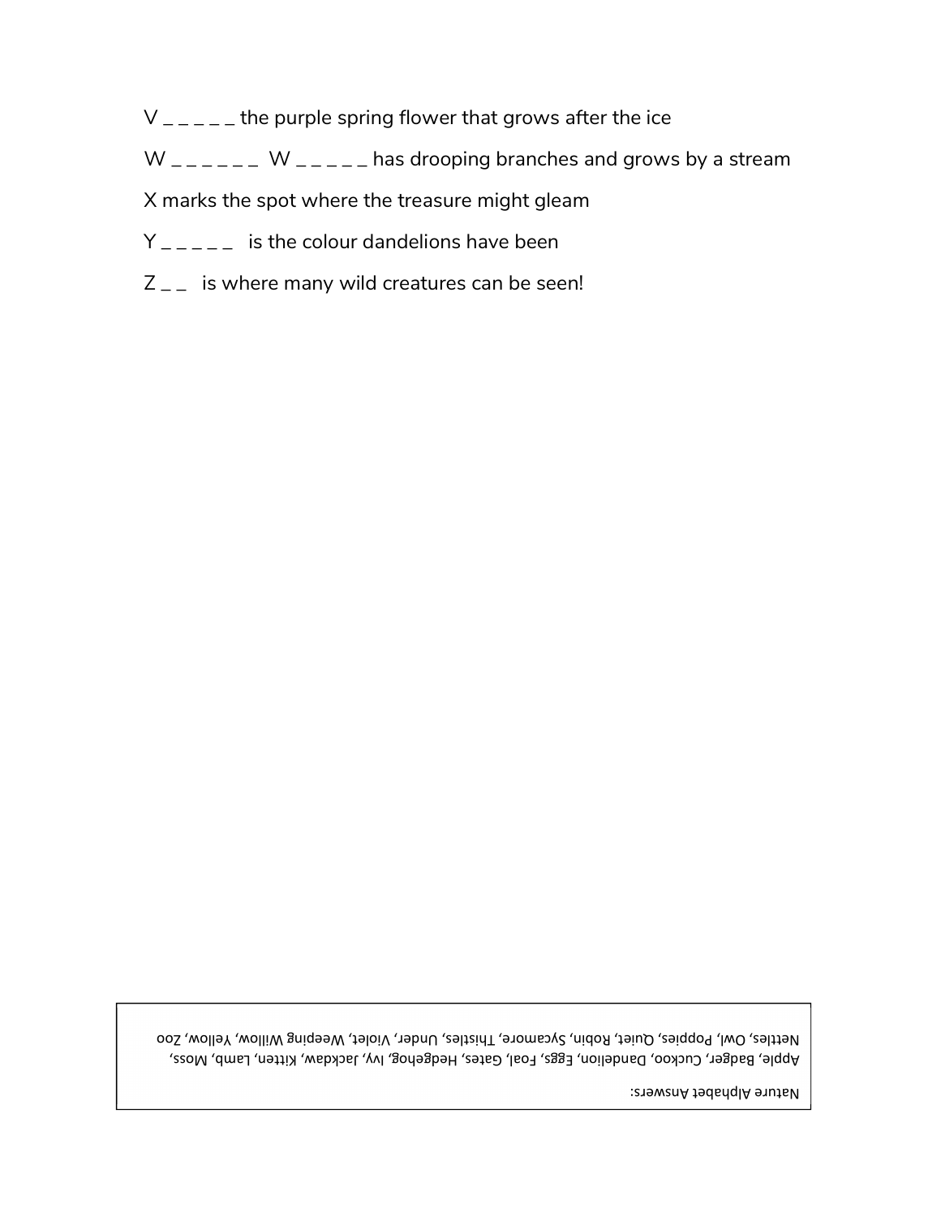V _ _ _ _ _ the purple spring flower that grows after the ice

W _ _ _ _ _ _ W _ _ _ _ _ has drooping branches and grows by a stream

X marks the spot where the treasure might gleam

Y _ _ _ _ _ is the colour dandelions have been

Z _ _ is where many wild creatures can be seen!

Nature Alphabet Answers:

Apple, Badger, Cuckoo, Dandelion, Eggs, Foal, Gates, Hedgehog, Ivy, Jackdaw, Kitten, Lamb, Moss, Nettles, Owl, Poppies, Quiet, Robin, Sycamore, Thistles, Under, Violet, Weeping Willow, Yellow, Zoo